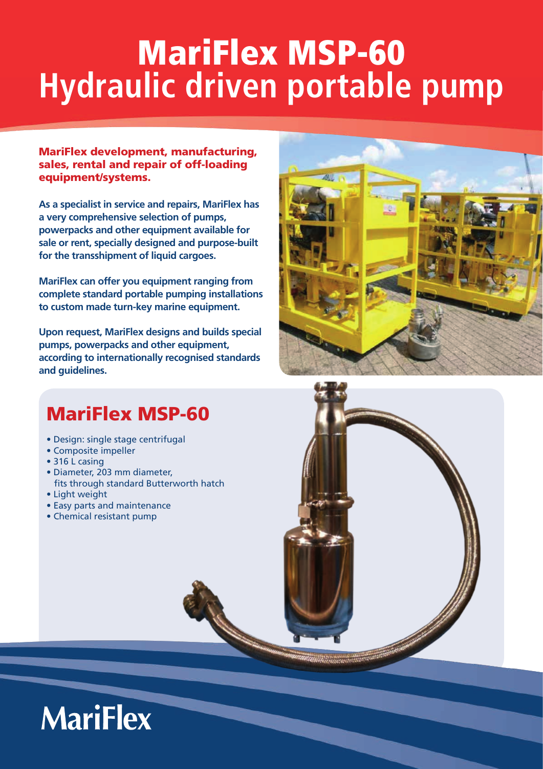# MariFlex MSP-60
# Hydraulic driven portable pump

**MariFlex development, manufacturing, sales, rental and repair of off-loading equipment/systems.**

**As a specialist in service and repairs, MariFlex has a very comprehensive selection of pumps, powerpacks and other equipment available for sale or rent, specially designed and purpose-built for the transshipment of liquid cargoes.**

**MariFlex can offer you equipment ranging from complete standard portable pumping installations to custom made turn-key marine equipment.**

**Upon request, MariFlex designs and builds special pumps, powerpacks and other equipment, according to internationally recognised standards and guidelines.**

## MariFlex MSP-60

- Design: single stage centrifugal
- Composite impeller
- 316 L casing
- Diameter, 203 mm diameter, fits through standard Butterworth hatch
- Light weight
- Easy parts and maintenance
- Chemical resistant pump

MariFlex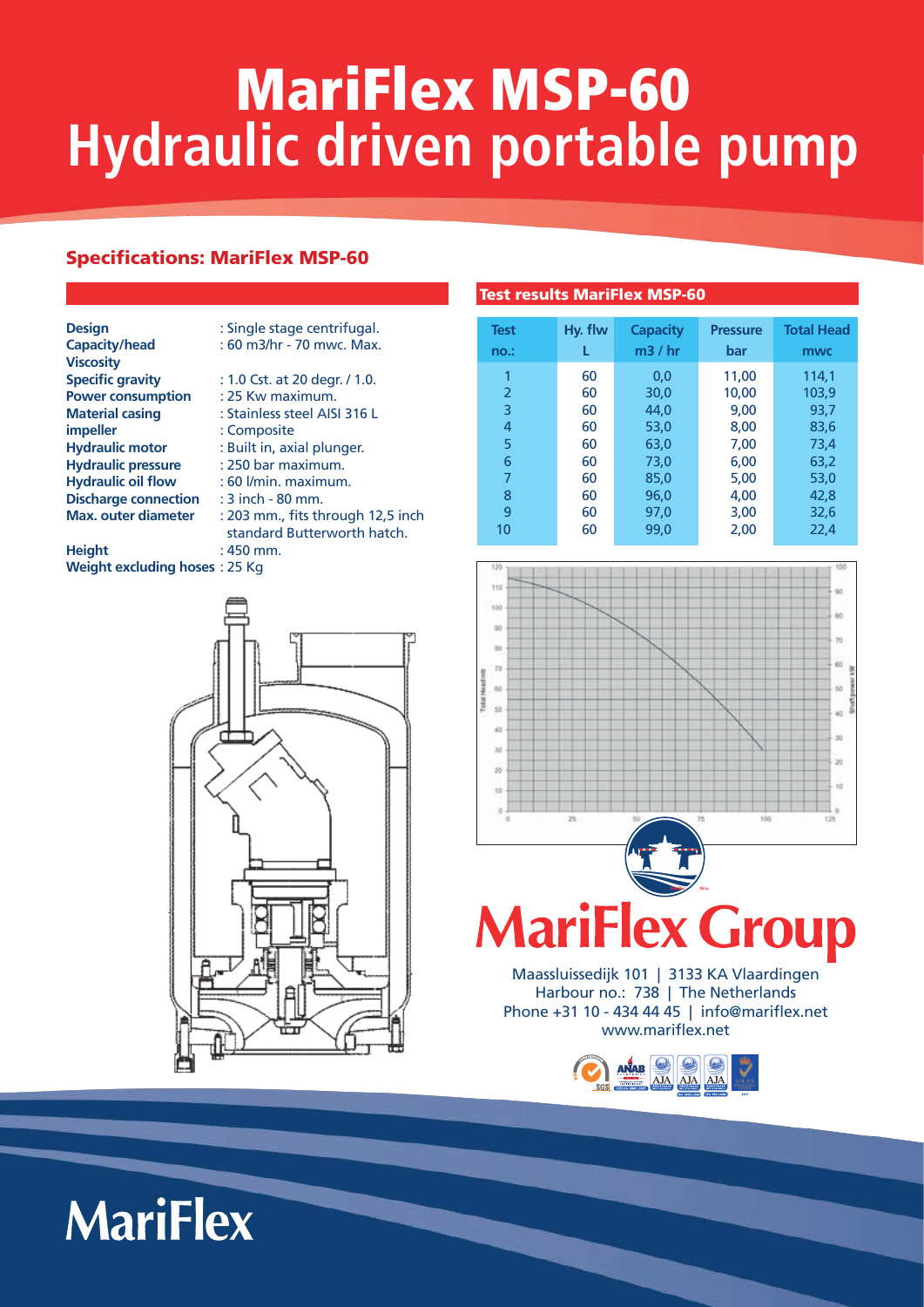# MariFlex MSP-60
# Hydraulic driven portable pump

## Specifications: MariFlex MSP-60

**Design** : Single stage centrifugal.
**Capacity/head** : 60 m3/hr - 70 mwc. Max.
**Viscosity**
**Specific gravity** : 1.0 Cst. at 20 degr. / 1.0.
**Power consumption** : 25 Kw maximum.
**Material casing** : Stainless steel AISI 316 L
**impeller** : Composite
**Hydraulic motor** : Built in, axial plunger.
**Hydraulic pressure** : 250 bar maximum.
**Hydraulic oil flow** : 60 l/min. maximum.
**Discharge connection** : 3 inch - 80 mm.
**Max. outer diameter** : 203 mm., fits through 12,5 inch standard Butterworth hatch.
**Height** : 450 mm.
**Weight excluding hoses** : 25 Kg

### Test results MariFlex MSP-60

| Test no.: | Hy. flw L | Capacity m3 / hr | Pressure bar | Total Head mwc |
|---|---|---|---|---|
| 1 | 60 | 0,0 | 11,00 | 114,1 |
| 2 | 60 | 30,0 | 10,00 | 103,9 |
| 3 | 60 | 44,0 | 9,00 | 93,7 |
| 4 | 60 | 53,0 | 8,00 | 83,6 |
| 5 | 60 | 63,0 | 7,00 | 73,4 |
| 6 | 60 | 73,0 | 6,00 | 63,2 |
| 7 | 60 | 85,0 | 5,00 | 53,0 |
| 8 | 60 | 96,0 | 4,00 | 42,8 |
| 9 | 60 | 97,0 | 3,00 | 32,6 |
| 10 | 60 | 99,0 | 2,00 | 22,4 |

Total Head mwc
Shaft power kW
120 110 100 90 80 70 60 50 40 30 20 10 0
100 90 80 70 60 50 40 30 20 10 0
0 25 50 75 100 125

# MariFlex Group

Maassluissedijk 101 | 3133 KA Vlaardingen
Harbour no.: 738 | The Netherlands
Phone +31 10 - 434 44 45 | info@mariflex.net
www.mariflex.net

MariFlex